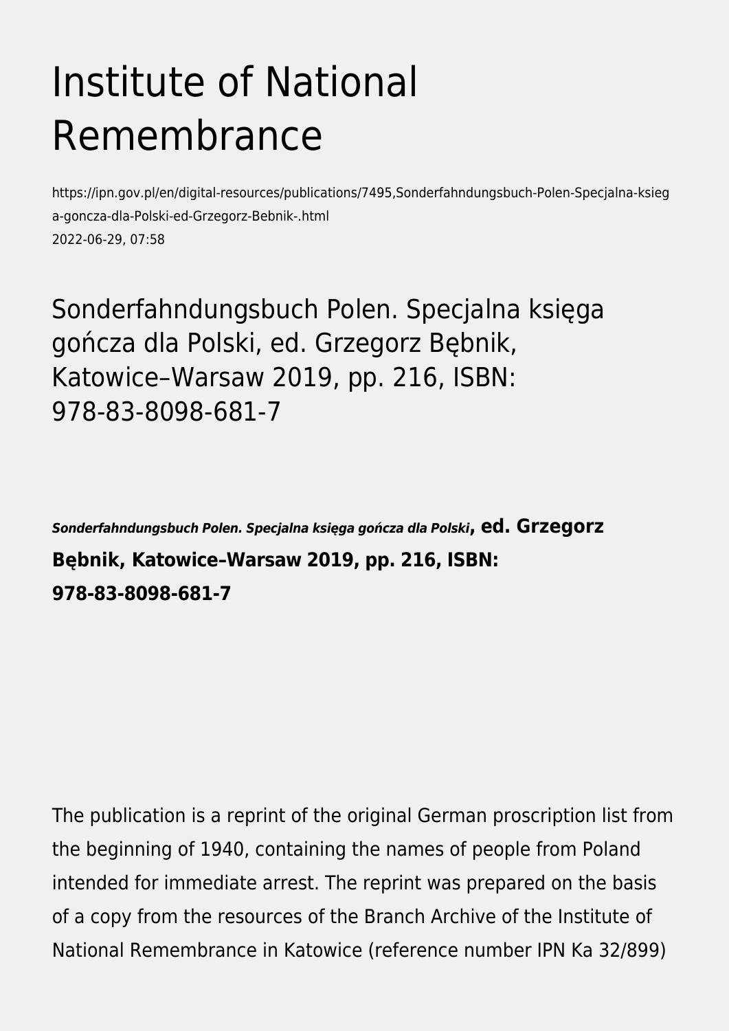# Institute of National Remembrance

https://ipn.gov.pl/en/digital-resources/publications/7495,Sonderfahndungsbuch-Polen-Specjalna-ksiega-goncza-dla-Polski-ed-Grzegorz-Bebnik-.html
2022-06-29, 07:58

## Sonderfahndungsbuch Polen. Specjalna księga gończa dla Polski, ed. Grzegorz Bębnik, Katowice–Warsaw 2019, pp. 216, ISBN: 978-83-8098-681-7

***Sonderfahndungsbuch Polen. Specjalna księga gończa dla Polski*, ed. Grzegorz Bębnik, Katowice–Warsaw 2019, pp. 216, ISBN: 978-83-8098-681-7**

The publication is a reprint of the original German proscription list from the beginning of 1940, containing the names of people from Poland intended for immediate arrest. The reprint was prepared on the basis of a copy from the resources of the Branch Archive of the Institute of National Remembrance in Katowice (reference number IPN Ka 32/899)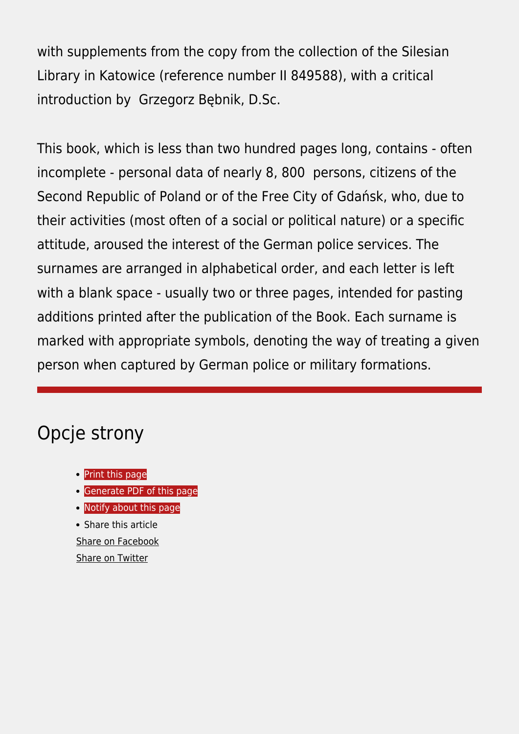with supplements from the copy from the collection of the Silesian Library in Katowice (reference number II 849588), with a critical introduction by Grzegorz Bębnik, D.Sc.

This book, which is less than two hundred pages long, contains - often incomplete - personal data of nearly 8, 800 persons, citizens of the Second Republic of Poland or of the Free City of Gdańsk, who, due to their activities (most often of a social or political nature) or a specific attitude, aroused the interest of the German police services. The surnames are arranged in alphabetical order, and each letter is left with a blank space - usually two or three pages, intended for pasting additions printed after the publication of the Book. Each surname is marked with appropriate symbols, denoting the way of treating a given person when captured by German police or military formations.

---

## Opcje strony

- Print this page
- Generate PDF of this page
- Notify about this page
- Share this article

Share on Facebook

Share on Twitter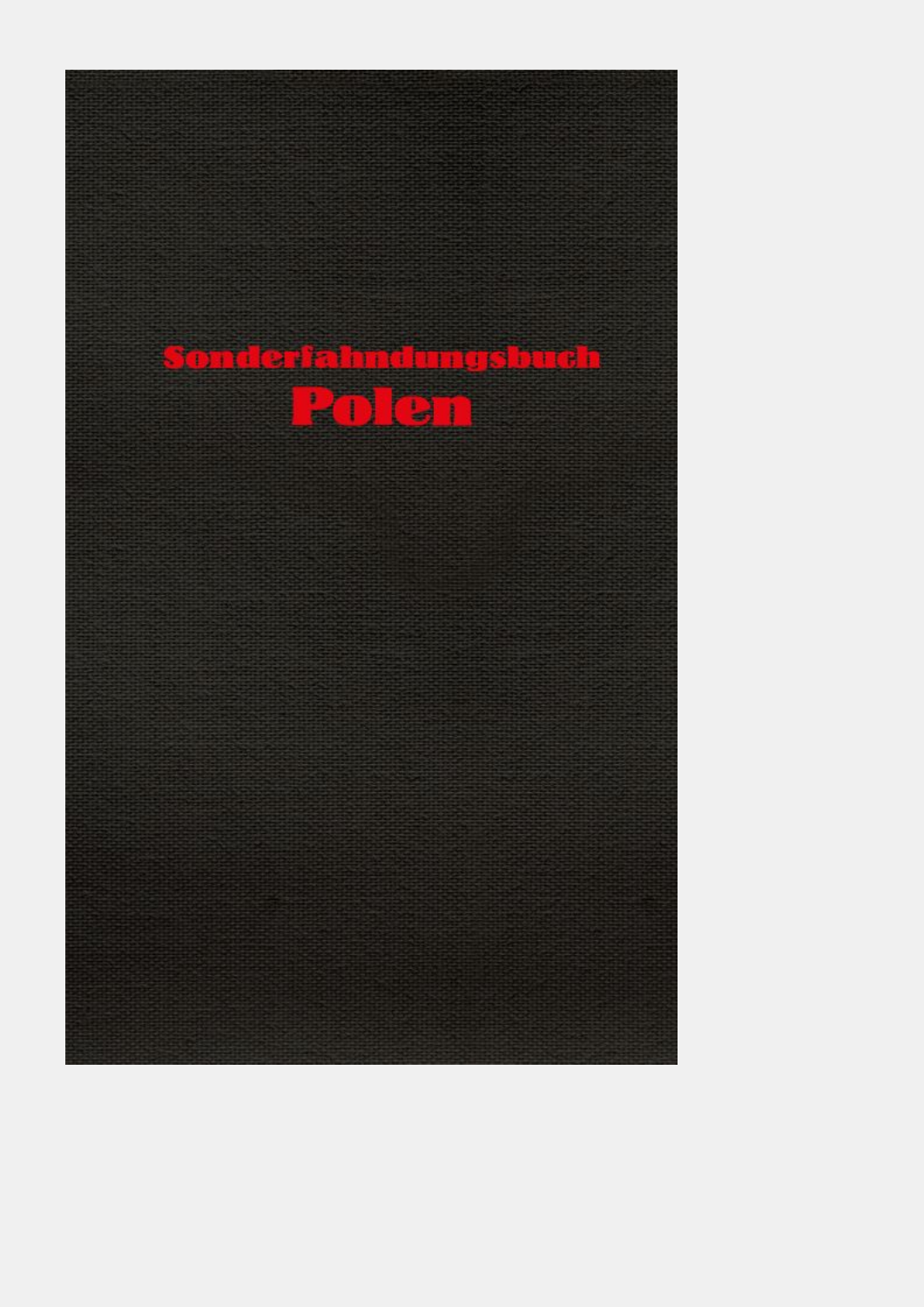# Sonderfahndungsbuch
# Polen